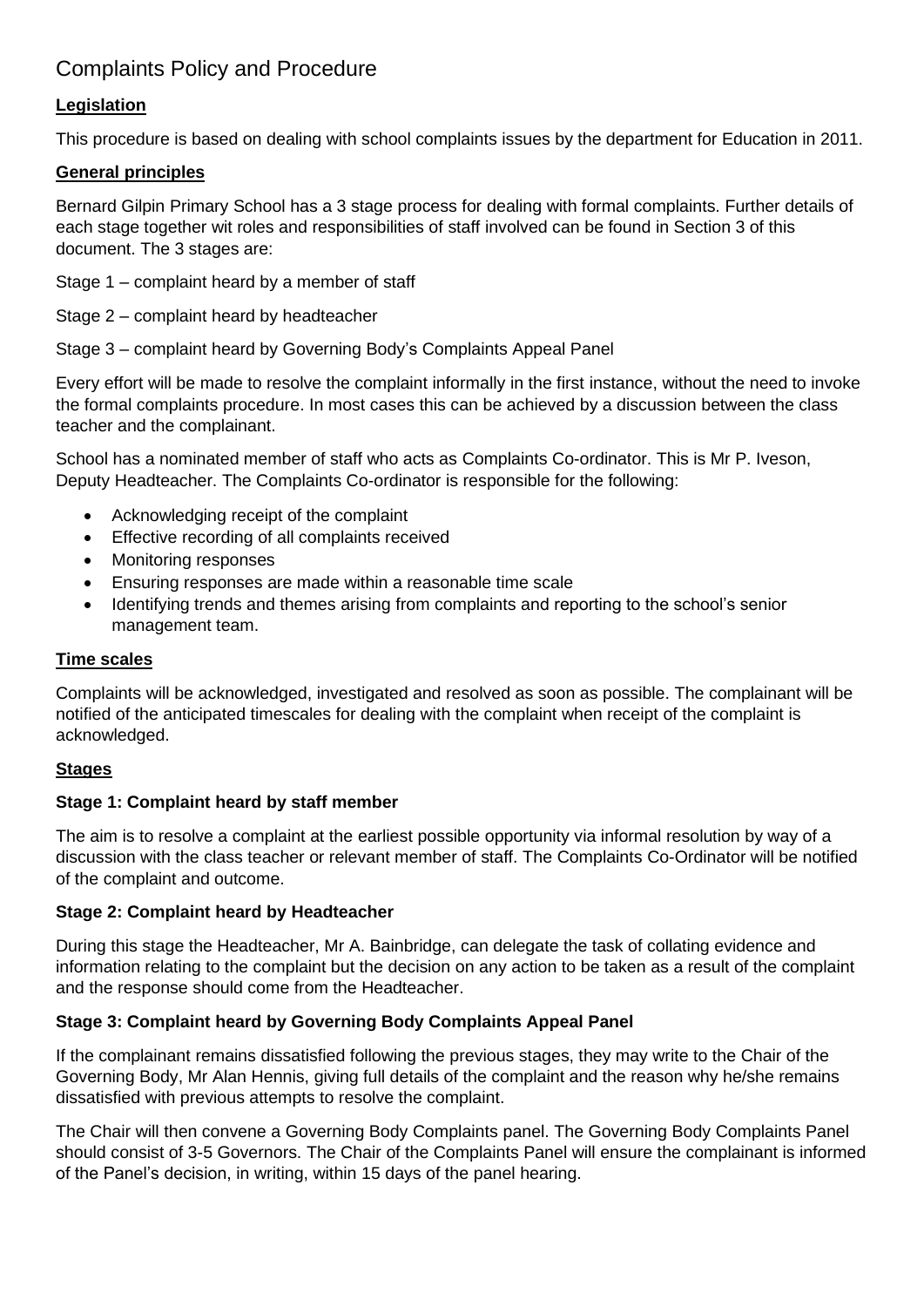# Complaints Policy and Procedure

**Legislation**

This procedure is based on dealing with school complaints issues by the department for Education in 2011.

**General principles**

Bernard Gilpin Primary School has a 3 stage process for dealing with formal complaints. Further details of each stage together wit roles and responsibilities of staff involved can be found in Section 3 of this document. The 3 stages are:

Stage 1 – complaint heard by a member of staff

Stage 2 – complaint heard by headteacher

Stage 3 – complaint heard by Governing Body's Complaints Appeal Panel

Every effort will be made to resolve the complaint informally in the first instance, without the need to invoke the formal complaints procedure. In most cases this can be achieved by a discussion between the class teacher and the complainant.

School has a nominated member of staff who acts as Complaints Co-ordinator. This is Mr P. Iveson, Deputy Headteacher. The Complaints Co-ordinator is responsible for the following:

- Acknowledging receipt of the complaint
- Effective recording of all complaints received
- Monitoring responses
- Ensuring responses are made within a reasonable time scale
- Identifying trends and themes arising from complaints and reporting to the school's senior management team.

**Time scales**

Complaints will be acknowledged, investigated and resolved as soon as possible. The complainant will be notified of the anticipated timescales for dealing with the complaint when receipt of the complaint is acknowledged.

**Stages**

**Stage 1: Complaint heard by staff member**

The aim is to resolve a complaint at the earliest possible opportunity via informal resolution by way of a discussion with the class teacher or relevant member of staff. The Complaints Co-Ordinator will be notified of the complaint and outcome.

**Stage 2: Complaint heard by Headteacher**

During this stage the Headteacher, Mr A. Bainbridge, can delegate the task of collating evidence and information relating to the complaint but the decision on any action to be taken as a result of the complaint and the response should come from the Headteacher.

**Stage 3: Complaint heard by Governing Body Complaints Appeal Panel**

If the complainant remains dissatisfied following the previous stages, they may write to the Chair of the Governing Body, Mr Alan Hennis, giving full details of the complaint and the reason why he/she remains dissatisfied with previous attempts to resolve the complaint.

The Chair will then convene a Governing Body Complaints panel. The Governing Body Complaints Panel should consist of 3-5 Governors. The Chair of the Complaints Panel will ensure the complainant is informed of the Panel's decision, in writing, within 15 days of the panel hearing.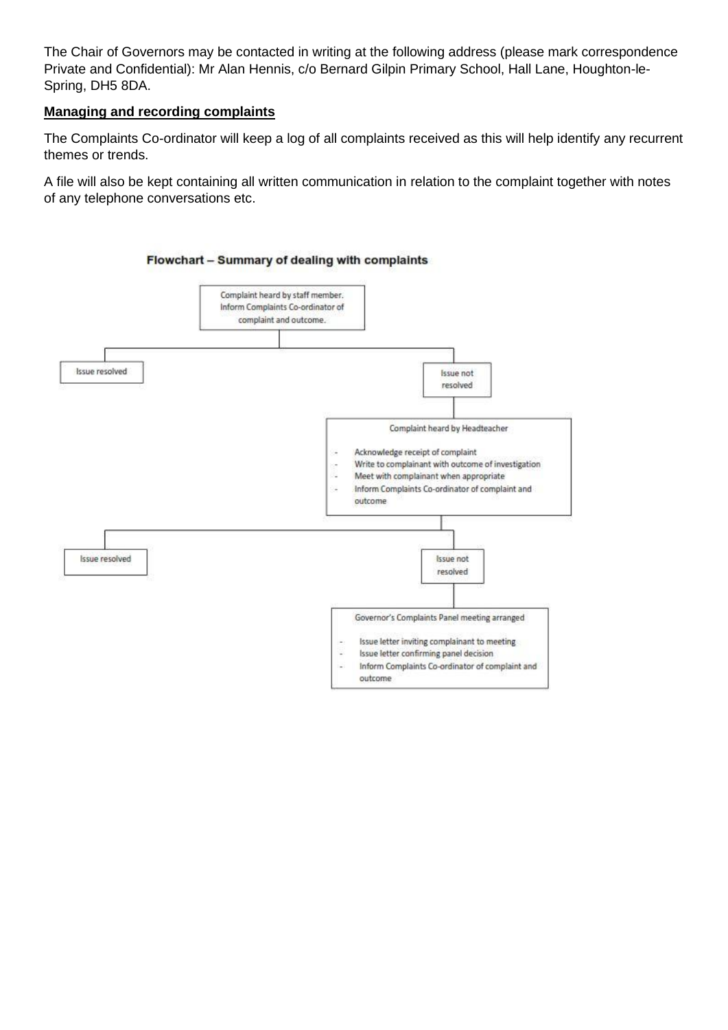The Chair of Governors may be contacted in writing at the following address (please mark correspondence Private and Confidential): Mr Alan Hennis, c/o Bernard Gilpin Primary School, Hall Lane, Houghton-le-Spring, DH5 8DA.

**Managing and recording complaints**

The Complaints Co-ordinator will keep a log of all complaints received as this will help identify any recurrent themes or trends.

A file will also be kept containing all written communication in relation to the complaint together with notes of any telephone conversations etc.

**Flowchart – Summary of dealing with complaints**

Complaint heard by staff member. Inform Complaints Co-ordinator of complaint and outcome.

Issue resolved

Issue not resolved

Complaint heard by Headteacher

- Acknowledge receipt of complaint
- Write to complainant with outcome of investigation
- Meet with complainant when appropriate
- Inform Complaints Co-ordinator of complaint and outcome

Issue resolved

Issue not resolved

Governor's Complaints Panel meeting arranged

- Issue letter inviting complainant to meeting
- Issue letter confirming panel decision
- Inform Complaints Co-ordinator of complaint and outcome